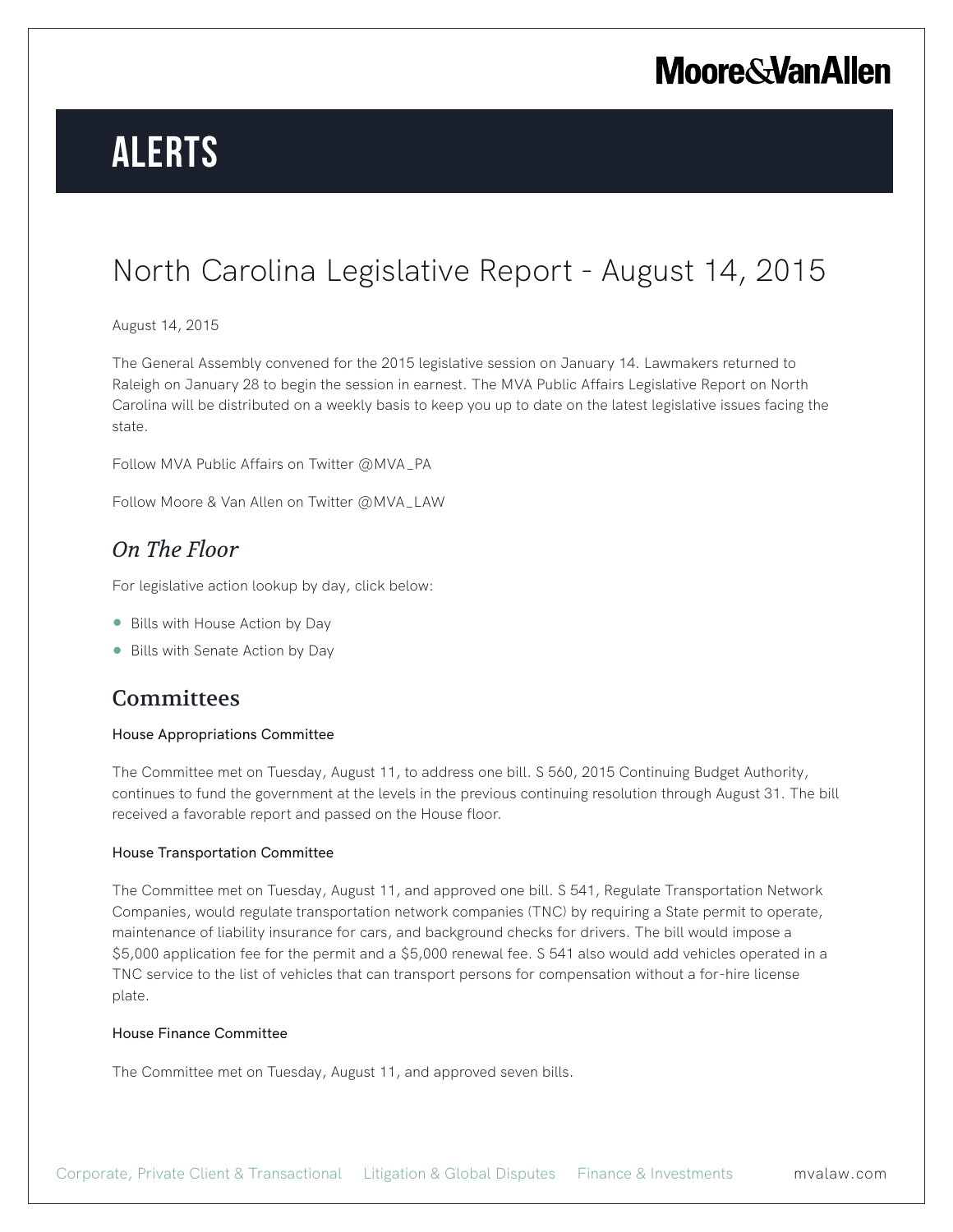# North Carolina Legislative Report - August 14, 2015

August 14, 2015

The General Assembly convened for the 2015 legislative session on January 14. Lawmakers returned to Raleigh on January 28 to begin the session in earnest. The MVA Public Affairs Legislative Report on North Carolina will be distributed on a weekly basis to keep you up to date on the latest legislative issues facing the state.

Follow MVA Public Affairs on Twitter @MVA_PA

Follow Moore & Van Allen on Twitter @MVA_LAW

## *On The Floor*

For legislative action lookup by day, click below:

- Bills with House Action by Day
- Bills with Senate Action by Day

## Committees

#### House Appropriations Committee

The Committee met on Tuesday, August 11, to address one bill. S 560, 2015 Continuing Budget Authority, continues to fund the government at the levels in the previous continuing resolution through August 31. The bill received a favorable report and passed on the House floor.

#### House Transportation Committee

The Committee met on Tuesday, August 11, and approved one bill. S 541, Regulate Transportation Network Companies, would regulate transportation network companies (TNC) by requiring a State permit to operate, maintenance of liability insurance for cars, and background checks for drivers. The bill would impose a $5,000 application fee for the permit and a $5,000 renewal fee. S 541 also would add vehicles operated in a TNC service to the list of vehicles that can transport persons for compensation without a for-hire license plate.

#### House Finance Committee

The Committee met on Tuesday, August 11, and approved seven bills.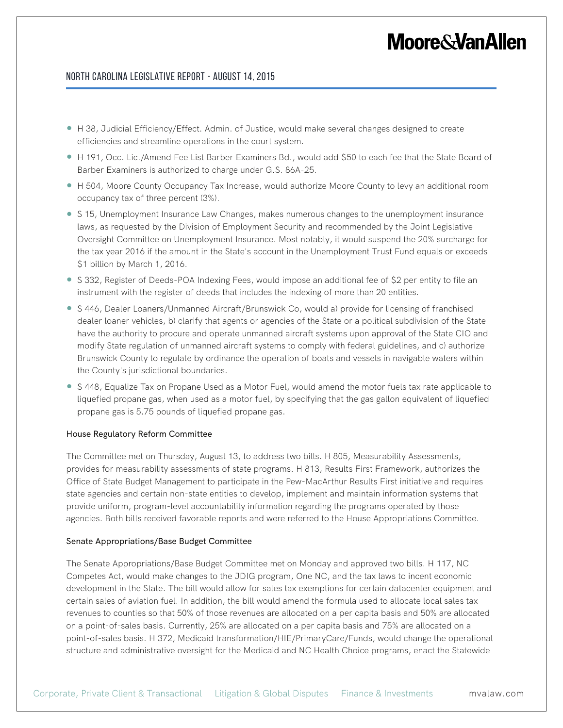- H 38, Judicial Efficiency/Effect. Admin. of Justice, would make several changes designed to create efficiencies and streamline operations in the court system.
- H 191, Occ. Lic./Amend Fee List Barber Examiners Bd., would add $50 to each fee that the State Board of Barber Examiners is authorized to charge under G.S. 86A-25.
- H 504, Moore County Occupancy Tax Increase, would authorize Moore County to levy an additional room occupancy tax of three percent (3%).
- S 15, Unemployment Insurance Law Changes, makes numerous changes to the unemployment insurance laws, as requested by the Division of Employment Security and recommended by the Joint Legislative Oversight Committee on Unemployment Insurance. Most notably, it would suspend the 20% surcharge for the tax year 2016 if the amount in the State's account in the Unemployment Trust Fund equals or exceeds $1 billion by March 1, 2016.
- S 332, Register of Deeds-POA Indexing Fees, would impose an additional fee of $2 per entity to file an instrument with the register of deeds that includes the indexing of more than 20 entities.
- S 446, Dealer Loaners/Unmanned Aircraft/Brunswick Co, would a) provide for licensing of franchised dealer loaner vehicles, b) clarify that agents or agencies of the State or a political subdivision of the State have the authority to procure and operate unmanned aircraft systems upon approval of the State CIO and modify State regulation of unmanned aircraft systems to comply with federal guidelines, and c) authorize Brunswick County to regulate by ordinance the operation of boats and vessels in navigable waters within the County's jurisdictional boundaries.
- S 448, Equalize Tax on Propane Used as a Motor Fuel, would amend the motor fuels tax rate applicable to liquefied propane gas, when used as a motor fuel, by specifying that the gas gallon equivalent of liquefied propane gas is 5.75 pounds of liquefied propane gas.

#### House Regulatory Reform Committee

The Committee met on Thursday, August 13, to address two bills. H 805, Measurability Assessments, provides for measurability assessments of state programs. H 813, Results First Framework, authorizes the Office of State Budget Management to participate in the Pew-MacArthur Results First initiative and requires state agencies and certain non-state entities to develop, implement and maintain information systems that provide uniform, program-level accountability information regarding the programs operated by those agencies. Both bills received favorable reports and were referred to the House Appropriations Committee.

#### Senate Appropriations/Base Budget Committee

The Senate Appropriations/Base Budget Committee met on Monday and approved two bills. H 117, NC Competes Act, would make changes to the JDIG program, One NC, and the tax laws to incent economic development in the State. The bill would allow for sales tax exemptions for certain datacenter equipment and certain sales of aviation fuel. In addition, the bill would amend the formula used to allocate local sales tax revenues to counties so that 50% of those revenues are allocated on a per capita basis and 50% are allocated on a point-of-sales basis. Currently, 25% are allocated on a per capita basis and 75% are allocated on a point-of-sales basis. H 372, Medicaid transformation/HIE/PrimaryCare/Funds, would change the operational structure and administrative oversight for the Medicaid and NC Health Choice programs, enact the Statewide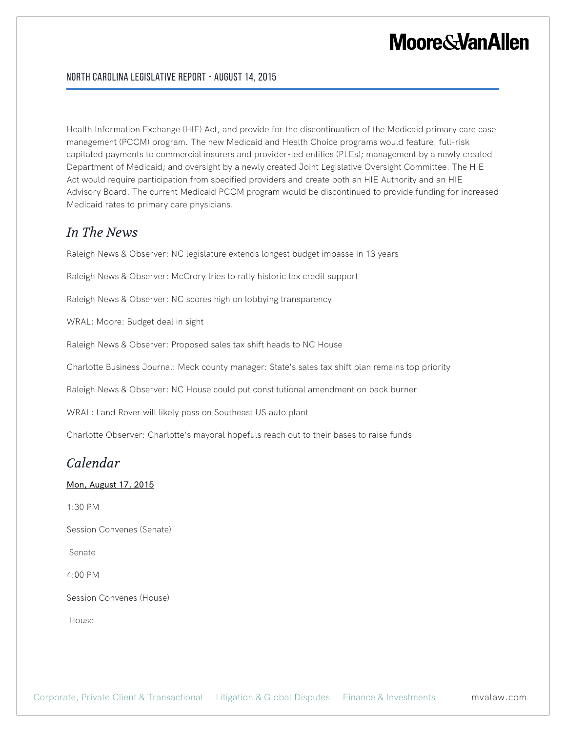Health Information Exchange (HIE) Act, and provide for the discontinuation of the Medicaid primary care case management (PCCM) program. The new Medicaid and Health Choice programs would feature: full-risk capitated payments to commercial insurers and provider-led entities (PLEs); management by a newly created Department of Medicaid; and oversight by a newly created Joint Legislative Oversight Committee. The HIE Act would require participation from specified providers and create both an HIE Authority and an HIE Advisory Board. The current Medicaid PCCM program would be discontinued to provide funding for increased Medicaid rates to primary care physicians.

## *In The News*

Raleigh News & Observer: NC legislature extends longest budget impasse in 13 years

Raleigh News & Observer: McCrory tries to rally historic tax credit support

Raleigh News & Observer: NC scores high on lobbying transparency

WRAL: Moore: Budget deal in sight

Raleigh News & Observer: Proposed sales tax shift heads to NC House

Charlotte Business Journal: Meck county manager: State's sales tax shift plan remains top priority

Raleigh News & Observer: NC House could put constitutional amendment on back burner

WRAL: Land Rover will likely pass on Southeast US auto plant

Charlotte Observer: Charlotte's mayoral hopefuls reach out to their bases to raise funds

## *Calendar*

Mon, August 17, 2015

1:30 PM

Session Convenes (Senate)

Senate

4:00 PM

Session Convenes (House)

House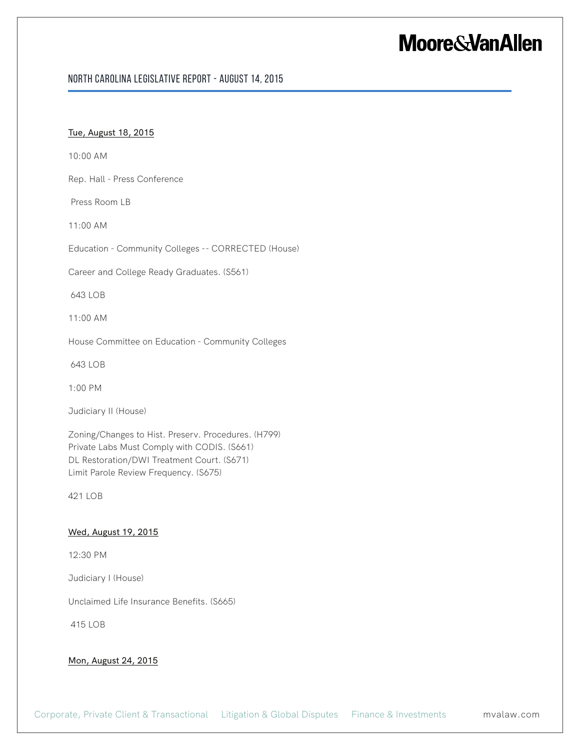Tue, August 18, 2015

10:00 AM

Rep. Hall - Press Conference

Press Room LB

11:00 AM

Education - Community Colleges -- CORRECTED (House)

Career and College Ready Graduates. (S561)

643 LOB

11:00 AM

House Committee on Education - Community Colleges

643 LOB

1:00 PM

Judiciary II (House)

Zoning/Changes to Hist. Preserv. Procedures. (H799)
Private Labs Must Comply with CODIS. (S661)
DL Restoration/DWI Treatment Court. (S671)
Limit Parole Review Frequency. (S675)

421 LOB

Wed, August 19, 2015

12:30 PM

Judiciary I (House)

Unclaimed Life Insurance Benefits. (S665)

415 LOB

Mon, August 24, 2015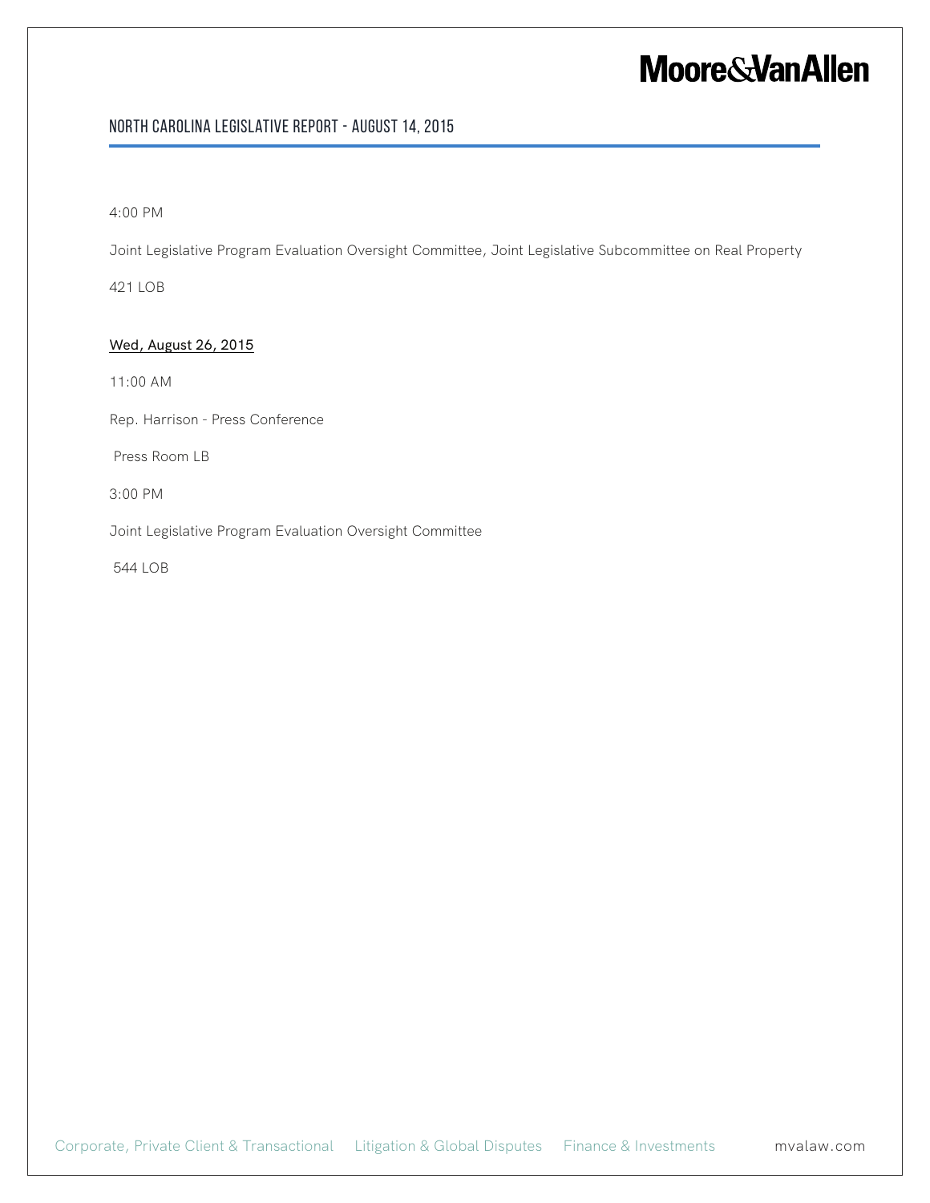4:00 PM

Joint Legislative Program Evaluation Oversight Committee, Joint Legislative Subcommittee on Real Property

421 LOB

<u>Wed, August 26, 2015</u>

11:00 AM

Rep. Harrison - Press Conference

Press Room LB

3:00 PM

Joint Legislative Program Evaluation Oversight Committee

544 LOB